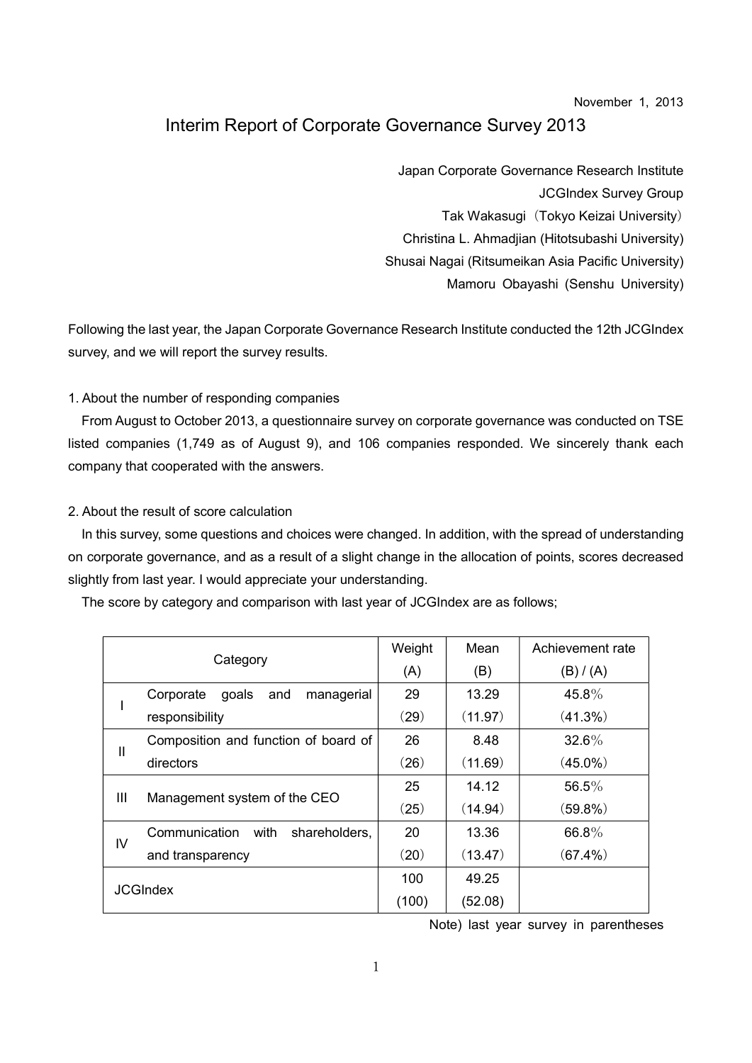November 1, 2013

# Interim Report of Corporate Governance Survey 2013

Japan Corporate Governance Research Institute
JCGIndex Survey Group
Tak Wakasugi（Tokyo Keizai University）
Christina L. Ahmadjian (Hitotsubashi University)
Shusai Nagai (Ritsumeikan Asia Pacific University)
Mamoru Obayashi (Senshu University)

Following the last year, the Japan Corporate Governance Research Institute conducted the 12th JCGIndex survey, and we will report the survey results.

1. About the number of responding companies

From August to October 2013, a questionnaire survey on corporate governance was conducted on TSE listed companies (1,749 as of August 9), and 106 companies responded. We sincerely thank each company that cooperated with the answers.

2. About the result of score calculation

In this survey, some questions and choices were changed. In addition, with the spread of understanding on corporate governance, and as a result of a slight change in the allocation of points, scores decreased slightly from last year. I would appreciate your understanding.

The score by category and comparison with last year of JCGIndex are as follows;

| | Category | Weight (A) | Mean (B) | Achievement rate (B) / (A) |
|---|---|---|---|---|
| I | Corporate goals and managerial responsibility | 29<br>(29) | 13.29<br>(11.97) | 45.8%<br>(41.3%) |
| II | Composition and function of board of directors | 26<br>(26) | 8.48<br>(11.69) | 32.6%<br>(45.0%) |
| III | Management system of the CEO | 25<br>(25) | 14.12<br>(14.94) | 56.5%<br>(59.8%) |
| IV | Communication with shareholders, and transparency | 20<br>(20) | 13.36<br>(13.47) | 66.8%<br>(67.4%) |
| JCGIndex | | 100<br>(100) | 49.25<br>(52.08) | |

Note) last year survey in parentheses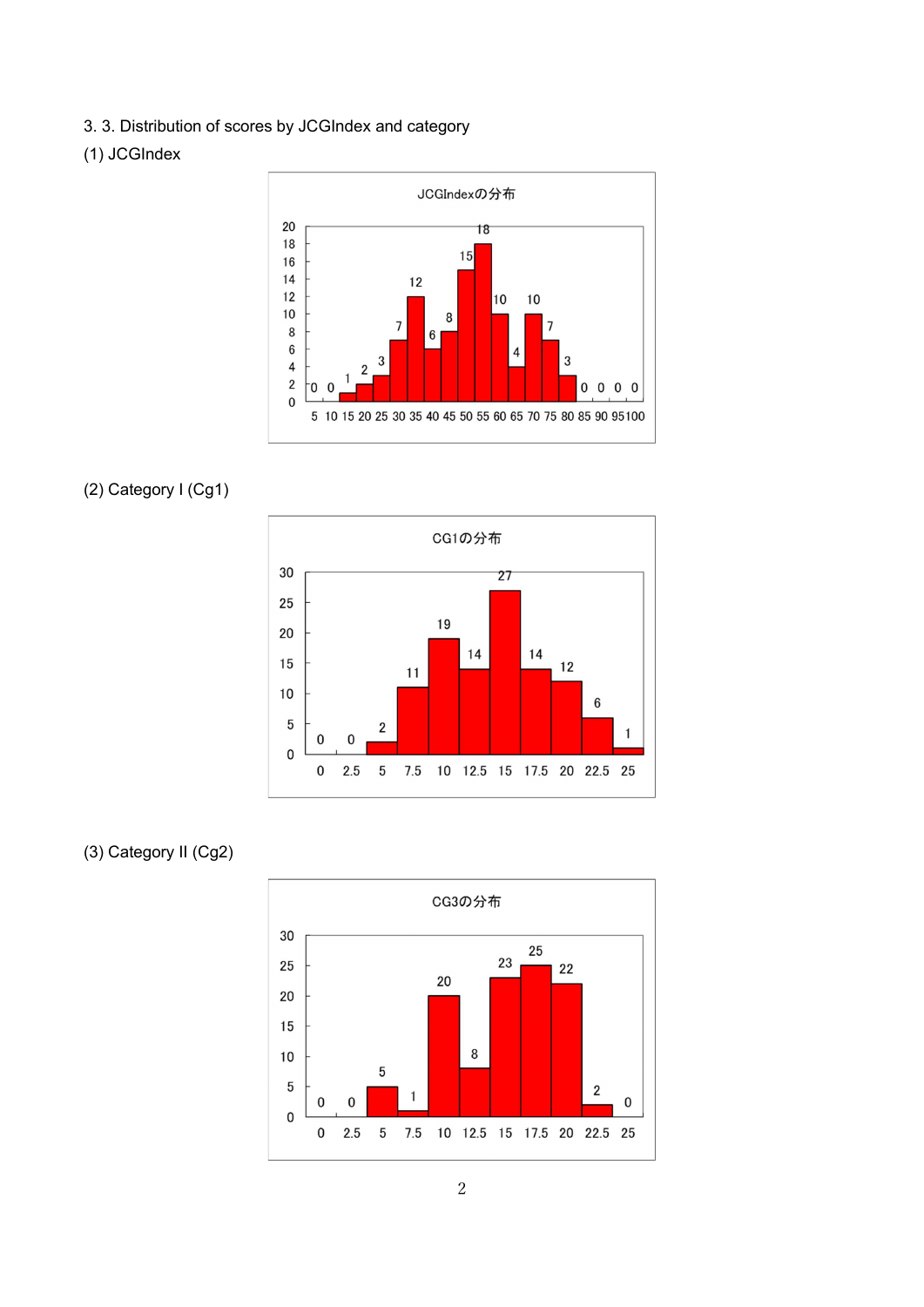3. 3. Distribution of scores by JCGIndex and category

(1) JCGIndex

JCGIndexの分布

| 5 | 10 | 15 | 20 | 25 | 30 | 35 | 40 | 45 | 50 | 55 | 60 | 65 | 70 | 75 | 80 | 85 | 90 | 95 | 100 |
|---|---|---|---|---|---|---|---|---|---|---|---|---|---|---|---|---|---|---|---|
| 0 | 0 | 1 | 2 | 3 | 7 | 12 | 6 | 8 | 15 | 18 | 10 | 4 | 10 | 7 | 3 | 0 | 0 | 0 | 0 |

(2) Category I (Cg1)

CG1の分布

| 0 | 2.5 | 5 | 7.5 | 10 | 12.5 | 15 | 17.5 | 20 | 22.5 | 25 |
|---|---|---|---|---|---|---|---|---|---|---|
| 0 | 0 | 2 | 11 | 19 | 14 | 27 | 14 | 12 | 6 | 1 |

(3) Category II (Cg2)

CG3の分布

| 0 | 2.5 | 5 | 7.5 | 10 | 12.5 | 15 | 17.5 | 20 | 22.5 | 25 |
|---|---|---|---|---|---|---|---|---|---|---|
| 0 | 0 | 5 | 1 | 20 | 8 | 23 | 25 | 22 | 2 | 0 |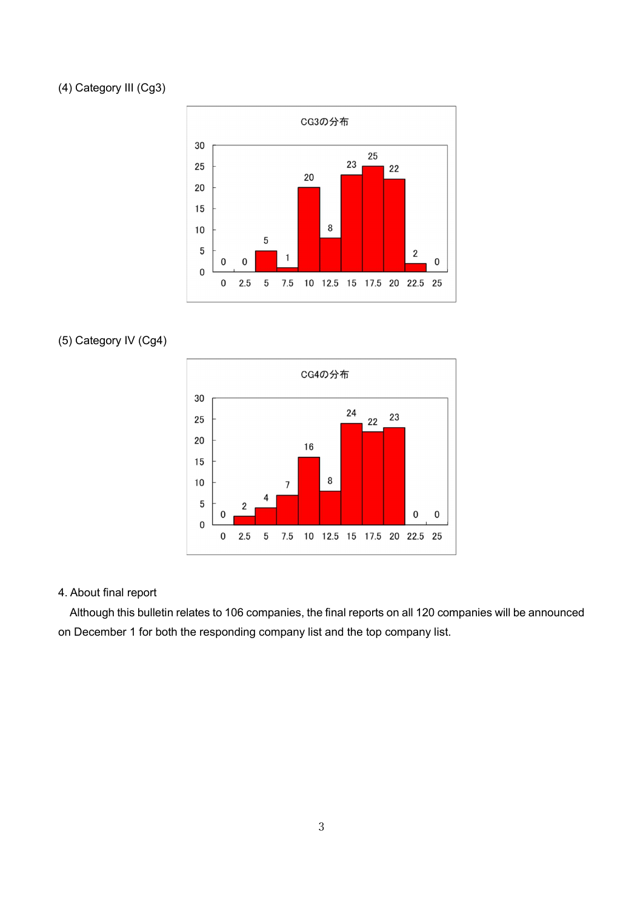(4) Category III (Cg3)

CG3の分布

30
25
20
15
10
5
0

0 0 5 1 20 8 23 25 22 2 0

0 2.5 5 7.5 10 12.5 15 17.5 20 22.5 25

(5) Category IV (Cg4)

CG4の分布

30
25
20
15
10
5
0

0 2 4 7 16 8 24 22 23 0 0

0 2.5 5 7.5 10 12.5 15 17.5 20 22.5 25

4. About final report

Although this bulletin relates to 106 companies, the final reports on all 120 companies will be announced on December 1 for both the responding company list and the top company list.